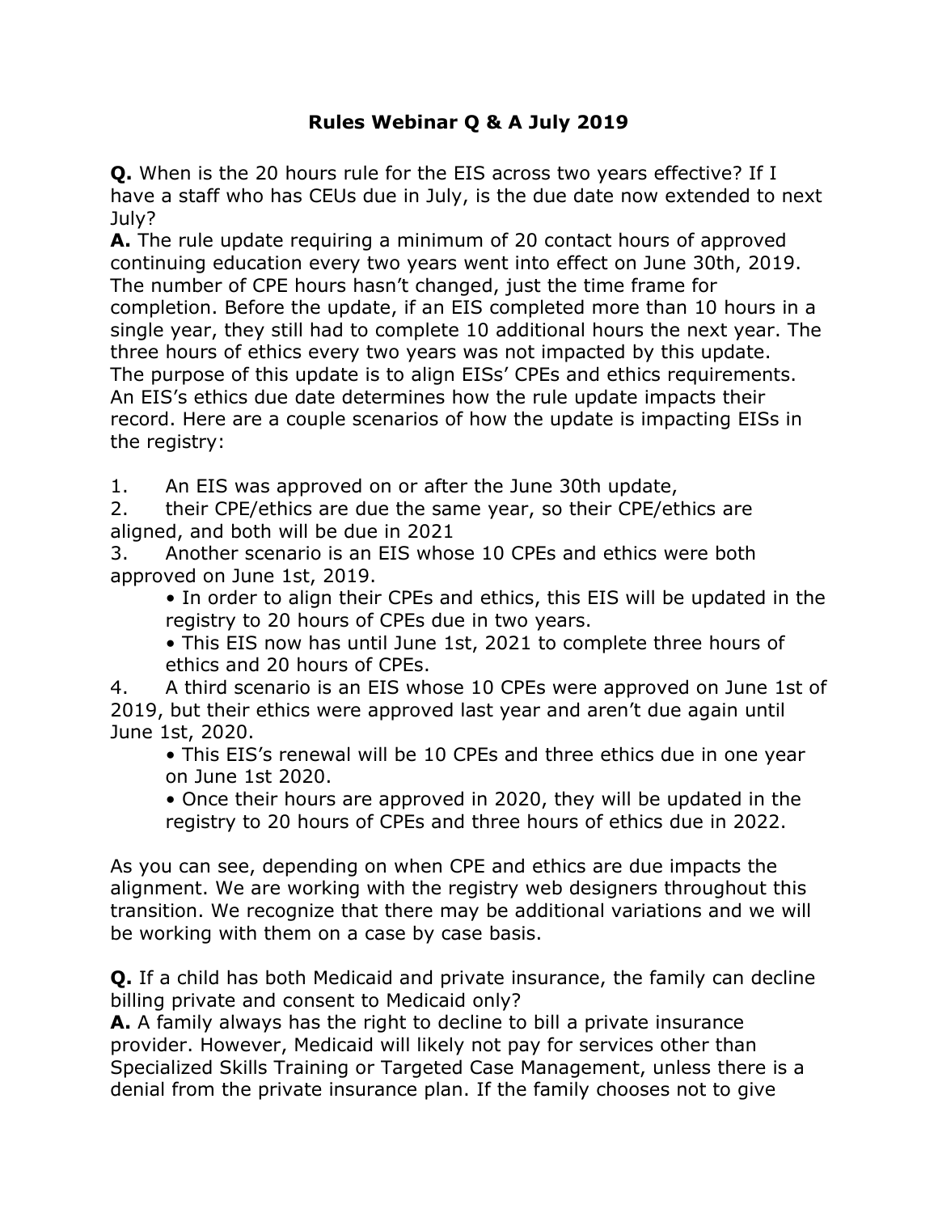# Rules Webinar Q & A July 2019

**Q.** When is the 20 hours rule for the EIS across two years effective? If I have a staff who has CEUs due in July, is the due date now extended to next July?

**A.** The rule update requiring a minimum of 20 contact hours of approved continuing education every two years went into effect on June 30th, 2019. The number of CPE hours hasn't changed, just the time frame for completion. Before the update, if an EIS completed more than 10 hours in a single year, they still had to complete 10 additional hours the next year. The three hours of ethics every two years was not impacted by this update. The purpose of this update is to align EISs' CPEs and ethics requirements. An EIS's ethics due date determines how the rule update impacts their record. Here are a couple scenarios of how the update is impacting EISs in the registry:

1. An EIS was approved on or after the June 30th update,
2. their CPE/ethics are due the same year, so their CPE/ethics are aligned, and both will be due in 2021
3. Another scenario is an EIS whose 10 CPEs and ethics were both approved on June 1st, 2019.
   - In order to align their CPEs and ethics, this EIS will be updated in the registry to 20 hours of CPEs due in two years.
   - This EIS now has until June 1st, 2021 to complete three hours of ethics and 20 hours of CPEs.
4. A third scenario is an EIS whose 10 CPEs were approved on June 1st of 2019, but their ethics were approved last year and aren't due again until June 1st, 2020.
   - This EIS's renewal will be 10 CPEs and three ethics due in one year on June 1st 2020.
   - Once their hours are approved in 2020, they will be updated in the registry to 20 hours of CPEs and three hours of ethics due in 2022.

As you can see, depending on when CPE and ethics are due impacts the alignment. We are working with the registry web designers throughout this transition. We recognize that there may be additional variations and we will be working with them on a case by case basis.

**Q.** If a child has both Medicaid and private insurance, the family can decline billing private and consent to Medicaid only?

**A.** A family always has the right to decline to bill a private insurance provider. However, Medicaid will likely not pay for services other than Specialized Skills Training or Targeted Case Management, unless there is a denial from the private insurance plan. If the family chooses not to give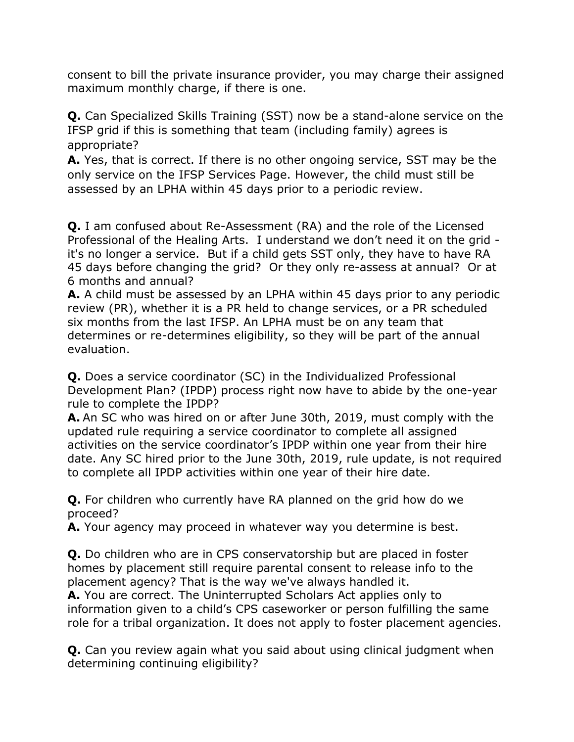consent to bill the private insurance provider, you may charge their assigned maximum monthly charge, if there is one.

**Q.** Can Specialized Skills Training (SST) now be a stand-alone service on the IFSP grid if this is something that team (including family) agrees is appropriate?
**A.** Yes, that is correct. If there is no other ongoing service, SST may be the only service on the IFSP Services Page. However, the child must still be assessed by an LPHA within 45 days prior to a periodic review.

**Q.** I am confused about Re-Assessment (RA) and the role of the Licensed Professional of the Healing Arts. I understand we don't need it on the grid - it's no longer a service. But if a child gets SST only, they have to have RA 45 days before changing the grid? Or they only re-assess at annual? Or at 6 months and annual?
**A.** A child must be assessed by an LPHA within 45 days prior to any periodic review (PR), whether it is a PR held to change services, or a PR scheduled six months from the last IFSP. An LPHA must be on any team that determines or re-determines eligibility, so they will be part of the annual evaluation.

**Q.** Does a service coordinator (SC) in the Individualized Professional Development Plan? (IPDP) process right now have to abide by the one-year rule to complete the IPDP?
**A.** An SC who was hired on or after June 30th, 2019, must comply with the updated rule requiring a service coordinator to complete all assigned activities on the service coordinator's IPDP within one year from their hire date. Any SC hired prior to the June 30th, 2019, rule update, is not required to complete all IPDP activities within one year of their hire date.

**Q.** For children who currently have RA planned on the grid how do we proceed?
**A.** Your agency may proceed in whatever way you determine is best.

**Q.** Do children who are in CPS conservatorship but are placed in foster homes by placement still require parental consent to release info to the placement agency? That is the way we've always handled it.
**A.** You are correct. The Uninterrupted Scholars Act applies only to information given to a child's CPS caseworker or person fulfilling the same role for a tribal organization. It does not apply to foster placement agencies.

**Q.** Can you review again what you said about using clinical judgment when determining continuing eligibility?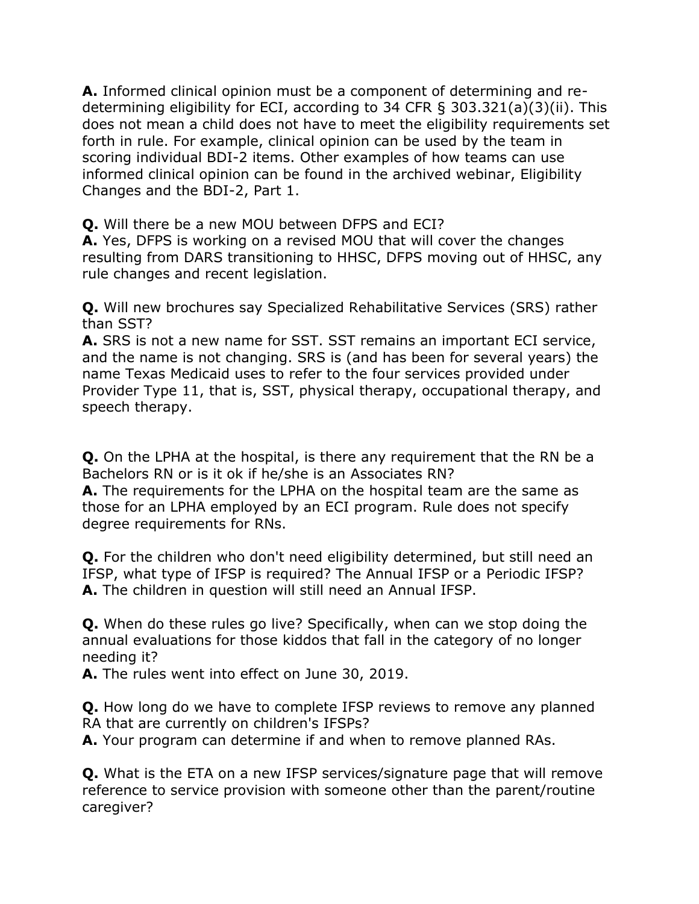**A.** Informed clinical opinion must be a component of determining and re-determining eligibility for ECI, according to 34 CFR § 303.321(a)(3)(ii). This does not mean a child does not have to meet the eligibility requirements set forth in rule. For example, clinical opinion can be used by the team in scoring individual BDI-2 items. Other examples of how teams can use informed clinical opinion can be found in the archived webinar, Eligibility Changes and the BDI-2, Part 1.

**Q.** Will there be a new MOU between DFPS and ECI?
**A.** Yes, DFPS is working on a revised MOU that will cover the changes resulting from DARS transitioning to HHSC, DFPS moving out of HHSC, any rule changes and recent legislation.

**Q.** Will new brochures say Specialized Rehabilitative Services (SRS) rather than SST?
**A.** SRS is not a new name for SST. SST remains an important ECI service, and the name is not changing. SRS is (and has been for several years) the name Texas Medicaid uses to refer to the four services provided under Provider Type 11, that is, SST, physical therapy, occupational therapy, and speech therapy.

**Q.** On the LPHA at the hospital, is there any requirement that the RN be a Bachelors RN or is it ok if he/she is an Associates RN?
**A.** The requirements for the LPHA on the hospital team are the same as those for an LPHA employed by an ECI program. Rule does not specify degree requirements for RNs.

**Q.** For the children who don't need eligibility determined, but still need an IFSP, what type of IFSP is required? The Annual IFSP or a Periodic IFSP?
**A.** The children in question will still need an Annual IFSP.

**Q.** When do these rules go live? Specifically, when can we stop doing the annual evaluations for those kiddos that fall in the category of no longer needing it?
**A.** The rules went into effect on June 30, 2019.

**Q.** How long do we have to complete IFSP reviews to remove any planned RA that are currently on children's IFSPs?
**A.** Your program can determine if and when to remove planned RAs.

**Q.** What is the ETA on a new IFSP services/signature page that will remove reference to service provision with someone other than the parent/routine caregiver?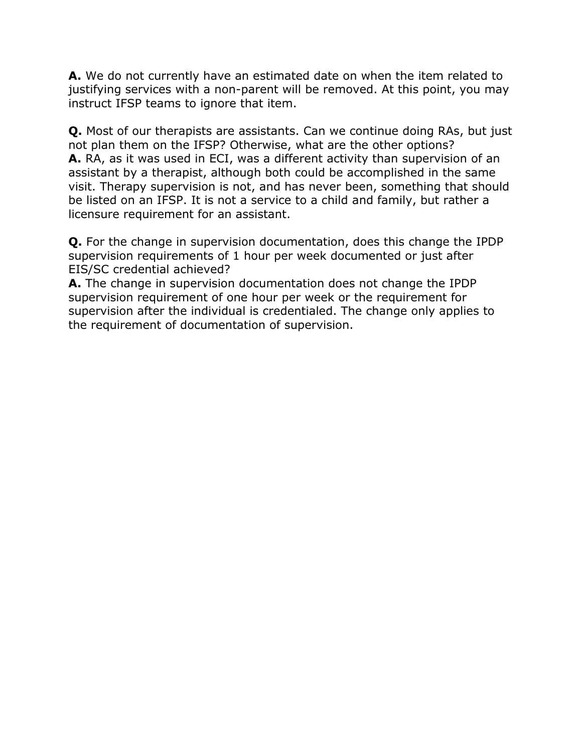**A.** We do not currently have an estimated date on when the item related to justifying services with a non-parent will be removed. At this point, you may instruct IFSP teams to ignore that item.

**Q.** Most of our therapists are assistants. Can we continue doing RAs, but just not plan them on the IFSP? Otherwise, what are the other options?
**A.** RA, as it was used in ECI, was a different activity than supervision of an assistant by a therapist, although both could be accomplished in the same visit. Therapy supervision is not, and has never been, something that should be listed on an IFSP. It is not a service to a child and family, but rather a licensure requirement for an assistant.

**Q.** For the change in supervision documentation, does this change the IPDP supervision requirements of 1 hour per week documented or just after EIS/SC credential achieved?
**A.** The change in supervision documentation does not change the IPDP supervision requirement of one hour per week or the requirement for supervision after the individual is credentialed. The change only applies to the requirement of documentation of supervision.